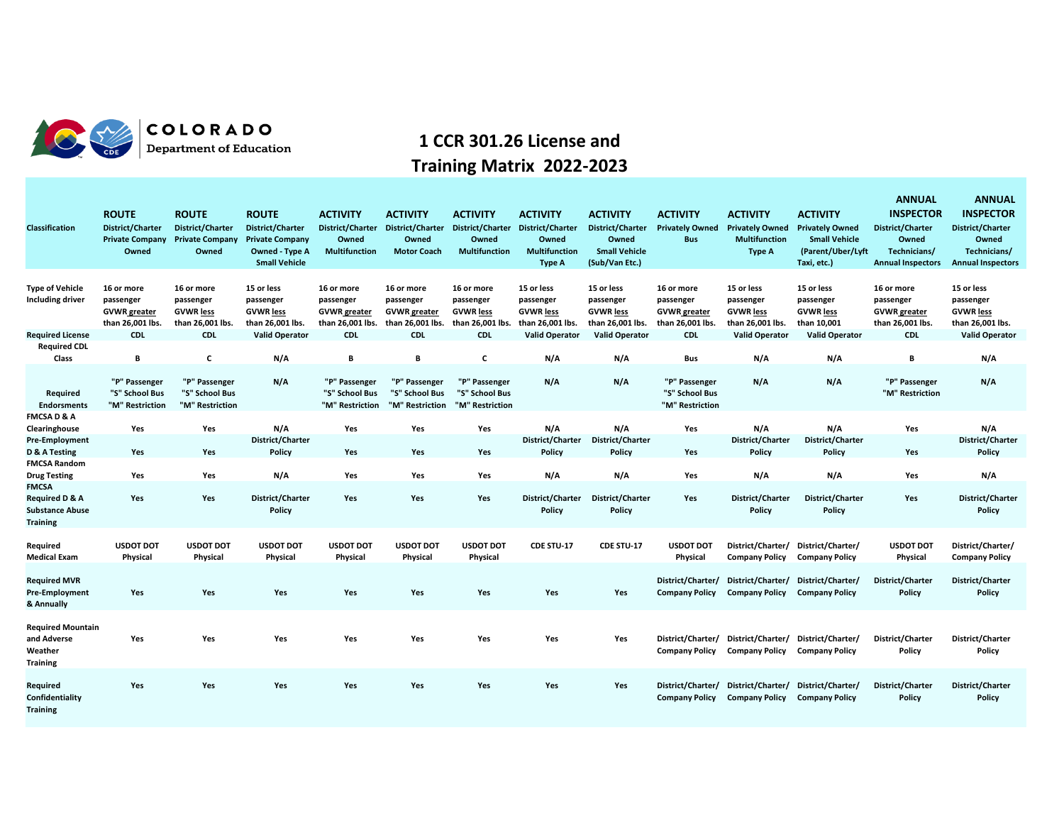COLORADO
Department of Education

# 1 CCR 301.26 License and Training Matrix 2022-2023

| Classification | ROUTE District/Charter Private Company Owned | ROUTE District/Charter Private Company Owned | ROUTE District/Charter Private Company Owned - Type A Small Vehicle | ACTIVITY District/Charter Owned Multifunction | ACTIVITY District/Charter Owned Motor Coach | ACTIVITY District/Charter Owned Multifunction | ACTIVITY District/Charter Owned Multifunction Type A | ACTIVITY District/Charter Owned Small Vehicle (Sub/Van Etc.) | ACTIVITY Privately Owned Bus | ACTIVITY Privately Owned Multifunction Type A | ACTIVITY Privately Owned Small Vehicle (Parent/Uber/Lyft Taxi, etc.) | ANNUAL INSPECTOR District/Charter Owned Technicians/ Annual Inspectors | ANNUAL INSPECTOR District/Charter Owned Technicians/ Annual Inspectors |
|---|---|---|---|---|---|---|---|---|---|---|---|---|---|
| Type of Vehicle Including driver | 16 or more passenger GVWR greater than 26,001 lbs. | 16 or more passenger GVWR less than 26,001 lbs. | 15 or less passenger GVWR less than 26,001 lbs. | 16 or more passenger GVWR greater than 26,001 lbs. | 16 or more passenger GVWR greater than 26,001 lbs. | 16 or more passenger GVWR less than 26,001 lbs. | 15 or less passenger GVWR less than 26,001 lbs. | 15 or less passenger GVWR less than 26,001 lbs. | 16 or more passenger GVWR greater than 26,001 lbs. | 15 or less passenger GVWR less than 26,001 lbs. | 15 or less passenger GVWR less than 10,001 | 16 or more passenger GVWR greater than 26,001 lbs. | 15 or less passenger GVWR less than 26,001 lbs. |
| Required License | CDL | CDL | Valid Operator | CDL | CDL | CDL | Valid Operator | Valid Operator | CDL | Valid Operator | Valid Operator | CDL | Valid Operator |
| Required CDL Class | B | C | N/A | B | B | C | N/A | N/A | Bus | N/A | N/A | B | N/A |
| Required Endorsments | "P" Passenger "S" School Bus "M" Restriction | "P" Passenger "S" School Bus "M" Restriction | N/A | "P" Passenger "S" School Bus "M" Restriction | "P" Passenger "S" School Bus "M" Restriction | "P" Passenger "S" School Bus "M" Restriction | N/A | N/A | "P" Passenger "S" School Bus "M" Restriction | N/A | N/A | "P" Passenger "M" Restriction | N/A |
| FMCSA D & A Clearinghouse | Yes | Yes | N/A | Yes | Yes | Yes | N/A | N/A | Yes | N/A | N/A | Yes | N/A |
| Pre-Employment D & A Testing | Yes | Yes | District/Charter Policy | Yes | Yes | Yes | District/Charter Policy | District/Charter Policy | Yes | District/Charter Policy | District/Charter Policy | Yes | District/Charter Policy |
| FMCSA Random Drug Testing | Yes | Yes | N/A | Yes | Yes | Yes | N/A | N/A | Yes | N/A | N/A | Yes | N/A |
| FMCSA Required D & A Substance Abuse Training | Yes | Yes | District/Charter Policy | Yes | Yes | Yes | District/Charter Policy | District/Charter Policy | Yes | District/Charter Policy | District/Charter Policy | Yes | District/Charter Policy |
| Required Medical Exam | USDOT DOT Physical | USDOT DOT Physical | USDOT DOT Physical | USDOT DOT Physical | USDOT DOT Physical | USDOT DOT Physical | CDE STU-17 | CDE STU-17 | USDOT DOT Physical | District/Charter/ Company Policy | District/Charter/ Company Policy | USDOT DOT Physical | District/Charter/ Company Policy |
| Required MVR Pre-Employment & Annually | Yes | Yes | Yes | Yes | Yes | Yes | Yes | Yes | District/Charter/ Company Policy | District/Charter/ Company Policy | District/Charter/ Company Policy | District/Charter Policy | District/Charter Policy |
| Required Mountain and Adverse Weather Training | Yes | Yes | Yes | Yes | Yes | Yes | Yes | Yes | District/Charter/ Company Policy | District/Charter/ Company Policy | District/Charter/ Company Policy | District/Charter Policy | District/Charter Policy |
| Required Confidentiality Training | Yes | Yes | Yes | Yes | Yes | Yes | Yes | Yes | District/Charter/ Company Policy | District/Charter/ Company Policy | District/Charter/ Company Policy | District/Charter Policy | District/Charter Policy |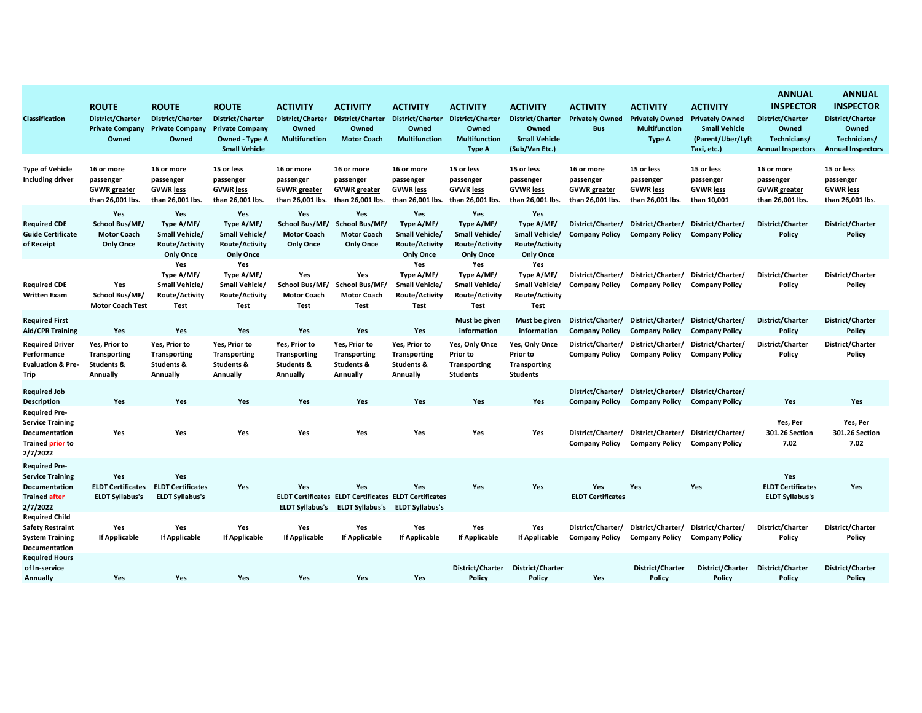| Classification | **ROUTE** District/Charter Private Company Owned | **ROUTE** District/Charter Private Company Owned | **ROUTE** District/Charter Private Company Owned - Type A Small Vehicle | **ACTIVITY** District/Charter Owned Multifunction | **ACTIVITY** District/Charter Owned Motor Coach | **ACTIVITY** District/Charter Owned Multifunction | **ACTIVITY** District/Charter Owned Multifunction Type A | **ACTIVITY** District/Charter Owned Small Vehicle (Sub/Van Etc.) | **ACTIVITY** Privately Owned Bus | **ACTIVITY** Privately Owned Multifunction Type A | **ACTIVITY** Privately Owned Small Vehicle (Parent/Uber/Lyft Taxi, etc.) | **ANNUAL INSPECTOR** District/Charter Owned Technicians/ Annual Inspectors | **ANNUAL INSPECTOR** District/Charter Owned Technicians/ Annual Inspectors |
|---|---|---|---|---|---|---|---|---|---|---|---|---|---|
| Type of Vehicle Including driver | 16 or more passenger GVWR greater than 26,001 lbs. | 16 or more passenger GVWR less than 26,001 lbs. | 15 or less passenger GVWR less than 26,001 lbs. | 16 or more passenger GVWR greater than 26,001 lbs. | 16 or more passenger GVWR greater than 26,001 lbs. | 16 or more passenger GVWR less than 26,001 lbs. | 15 or less passenger GVWR less than 26,001 lbs. | 15 or less passenger GVWR less than 26,001 lbs. | 16 or more passenger GVWR greater than 26,001 lbs. | 15 or less passenger GVWR less than 26,001 lbs. | 15 or less passenger GVWR less than 10,001 | 16 or more passenger GVWR greater than 26,001 lbs. | 15 or less passenger GVWR less than 26,001 lbs. |
| Required CDE Guide Certificate of Receipt | Yes School Bus/MF/ Motor Coach Only Once | Yes Type A/MF/ Small Vehicle/ Route/Activity Only Once | Yes Type A/MF/ Small Vehicle/ Route/Activity Only Once | Yes School Bus/MF/ Motor Coach Only Once | Yes School Bus/MF/ Motor Coach Only Once | Yes Type A/MF/ Small Vehicle/ Route/Activity Only Once | Yes Type A/MF/ Small Vehicle/ Route/Activity Only Once | Yes Type A/MF/ Small Vehicle/ Route/Activity Only Once | District/Charter/ Company Policy | District/Charter/ Company Policy | District/Charter/ Company Policy | District/Charter Policy | District/Charter Policy |
| Required CDE Written Exam | Yes School Bus/MF/ Motor Coach Test | Yes Type A/MF/ Small Vehicle/ Route/Activity Test | Yes Type A/MF/ Small Vehicle/ Route/Activity Test | Yes School Bus/MF/ Motor Coach Test | Yes School Bus/MF/ Motor Coach Test | Yes Type A/MF/ Small Vehicle/ Route/Activity Test | Yes Type A/MF/ Small Vehicle/ Route/Activity Test | Yes Type A/MF/ Small Vehicle/ Route/Activity Test | District/Charter/ Company Policy | District/Charter/ Company Policy | District/Charter/ Company Policy | District/Charter Policy | District/Charter Policy |
| Required First Aid/CPR Training | Yes | Yes | Yes | Yes | Yes | Yes | Must be given information | Must be given information | District/Charter/ Company Policy | District/Charter/ Company Policy | District/Charter/ Company Policy | District/Charter Policy | District/Charter Policy |
| Required Driver Performance Evaluation & Pre-Trip | Yes, Prior to Transporting Students & Annually | Yes, Prior to Transporting Students & Annually | Yes, Prior to Transporting Students & Annually | Yes, Prior to Transporting Students & Annually | Yes, Prior to Transporting Students & Annually | Yes, Prior to Transporting Students & Annually | Yes, Only Once Prior to Transporting Students | Yes, Only Once Prior to Transporting Students | District/Charter/ Company Policy | District/Charter/ Company Policy | District/Charter/ Company Policy | District/Charter Policy | District/Charter Policy |
| Required Job Description | Yes | Yes | Yes | Yes | Yes | Yes | Yes | Yes | District/Charter/ Company Policy | District/Charter/ Company Policy | District/Charter/ Company Policy | Yes | Yes |
| Required Pre-Service Training Documentation Trained prior to 2/7/2022 | Yes | Yes | Yes | Yes | Yes | Yes | Yes | Yes | District/Charter/ Company Policy | District/Charter/ Company Policy | District/Charter/ Company Policy | Yes, Per 301.26 Section 7.02 | Yes, Per 301.26 Section 7.02 |
| Required Pre-Service Training Documentation Trained after 2/7/2022 | Yes ELDT Certificates ELDT Syllabus's | Yes ELDT Certificates ELDT Syllabus's | Yes | Yes ELDT Certificates ELDT Syllabus's | Yes ELDT Certificates ELDT Syllabus's | Yes ELDT Certificates ELDT Syllabus's | Yes | Yes | Yes ELDT Certificates | Yes | Yes | Yes ELDT Certificates ELDT Syllabus's | Yes |
| Required Child Safety Restraint System Training Documentation | Yes If Applicable | Yes If Applicable | Yes If Applicable | Yes If Applicable | Yes If Applicable | Yes If Applicable | Yes If Applicable | Yes If Applicable | District/Charter/ Company Policy | District/Charter/ Company Policy | District/Charter/ Company Policy | District/Charter Policy | District/Charter Policy |
| Required Hours of In-service Annually | Yes | Yes | Yes | Yes | Yes | Yes | District/Charter Policy | District/Charter Policy | Yes | District/Charter Policy | District/Charter Policy | District/Charter Policy | District/Charter Policy |